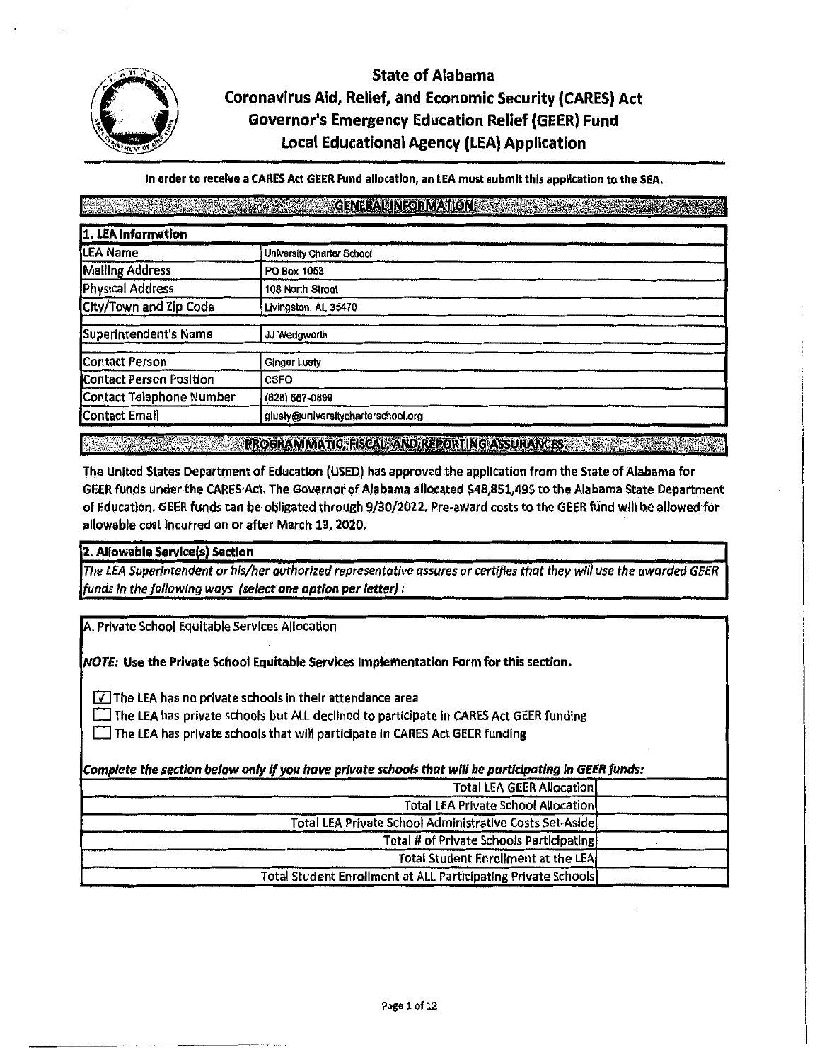# State of Alabama
# Coronavirus Aid, Relief, and Economic Security (CARES) Act
# Governor's Emergency Education Relief (GEER) Fund
# Local Educational Agency (LEA) Application

**In order to receive a CARES Act GEER Fund allocation, an LEA must submit this application to the SEA.**

## GENERAL INFORMATION

| 1. LEA Information | |
|---|---|
| LEA Name | University Charter School |
| Mailing Address | PO Box 1053 |
| Physical Address | 108 North Street |
| City/Town and Zip Code | Livingston, AL 35470 |
| Superintendent's Name | JJ Wedgworth |
| Contact Person | Ginger Lusty |
| Contact Person Position | CSFO |
| Contact Telephone Number | (828) 567-0899 |
| Contact Email | glusty@universitycharterschool.org |

## PROGRAMMATIC, FISCAL, AND REPORTING ASSURANCES

The United States Department of Education (USED) has approved the application from the State of Alabama for GEER funds under the CARES Act. The Governor of Alabama allocated $48,851,495 to the Alabama State Department of Education. GEER funds can be obligated through 9/30/2022. Pre-award costs to the GEER fund will be allowed for allowable cost incurred on or after March 13, 2020.

**2. Allowable Service(s) Section**

*The LEA Superintendent or his/her authorized representative assures or certifies that they will use the awarded GEER funds in the following ways* ***(select one option per letter)*** *:*

A. Private School Equitable Services Allocation

***NOTE:*** **Use the Private School Equitable Services Implementation Form for this section.**

- [x] The LEA has no private schools in their attendance area
- [ ] The LEA has private schools but ALL declined to participate in CARES Act GEER funding
- [ ] The LEA has private schools that will participate in CARES Act GEER funding

***Complete the section below only if you have private schools that will be participating in GEER funds:***

| | |
|---|---|
| Total LEA GEER Allocation | |
| Total LEA Private School Allocation | |
| Total LEA Private School Administrative Costs Set-Aside | |
| Total # of Private Schools Participating | |
| Total Student Enrollment at the LEA | |
| Total Student Enrollment at ALL Participating Private Schools | |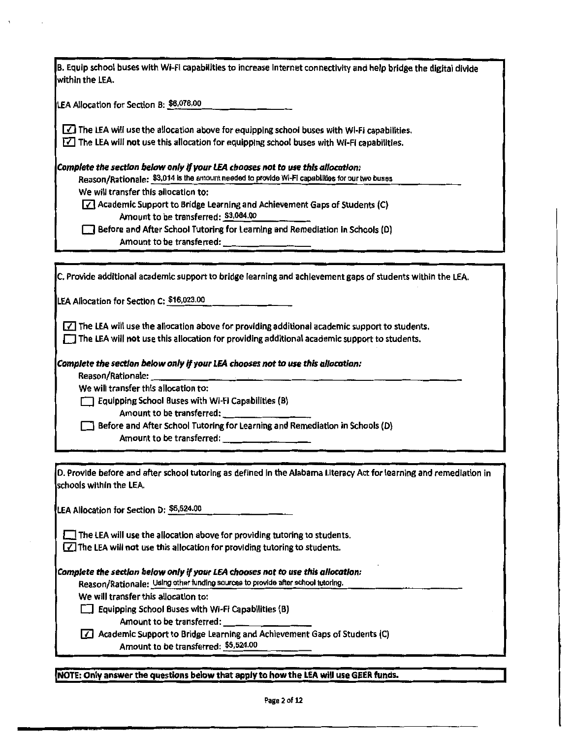B. Equip school buses with Wi-Fi capabilities to increase internet connectivity and help bridge the digital divide within the LEA.

LEA Allocation for Section B: $6,078.00

- [x] The LEA will use the allocation above for equipping school buses with Wi-Fi capabilities.
- [x] The LEA will **not** use this allocation for equipping school buses with Wi-Fi capabilities.

***Complete the section below only if your LEA chooses not to use this allocation:***

Reason/Rationale: $3,014 is the amount needed to provide Wi-Fi capabilities for our two buses

We will transfer this allocation to:

- [x] Academic Support to Bridge Learning and Achievement Gaps of Students (C)
  Amount to be transferred: $3,064.00
- [ ] Before and After School Tutoring for Learning and Remediation in Schools (D)
  Amount to be transferred:

C. Provide additional academic support to bridge learning and achievement gaps of students within the LEA.

LEA Allocation for Section C: $16,023.00

- [x] The LEA will use the allocation above for providing additional academic support to students.
- [ ] The LEA will **not** use this allocation for providing additional academic support to students.

***Complete the section below only if your LEA chooses not to use this allocation:***

Reason/Rationale:

We will transfer this allocation to:

- [ ] Equipping School Buses with Wi-Fi Capabilities (B)
  Amount to be transferred:
- [ ] Before and After School Tutoring for Learning and Remediation in Schools (D)
  Amount to be transferred:

D. Provide before and after school tutoring as defined in the Alabama Literacy Act for learning and remediation in schools within the LEA.

LEA Allocation for Section D: $5,524.00

- [ ] The LEA will use the allocation above for providing tutoring to students.
- [x] The LEA will **not** use this allocation for providing tutoring to students.

***Complete the section below only if your LEA chooses not to use this allocation:***

Reason/Rationale: Using other funding sources to provide after school tutoring.

We will transfer this allocation to:

- [ ] Equipping School Buses with Wi-Fi Capabilities (B)
  Amount to be transferred:
- [x] Academic Support to Bridge Learning and Achievement Gaps of Students (C)
  Amount to be transferred: $5,524.00

**NOTE: Only answer the questions below that apply to how the LEA will use GEER funds.**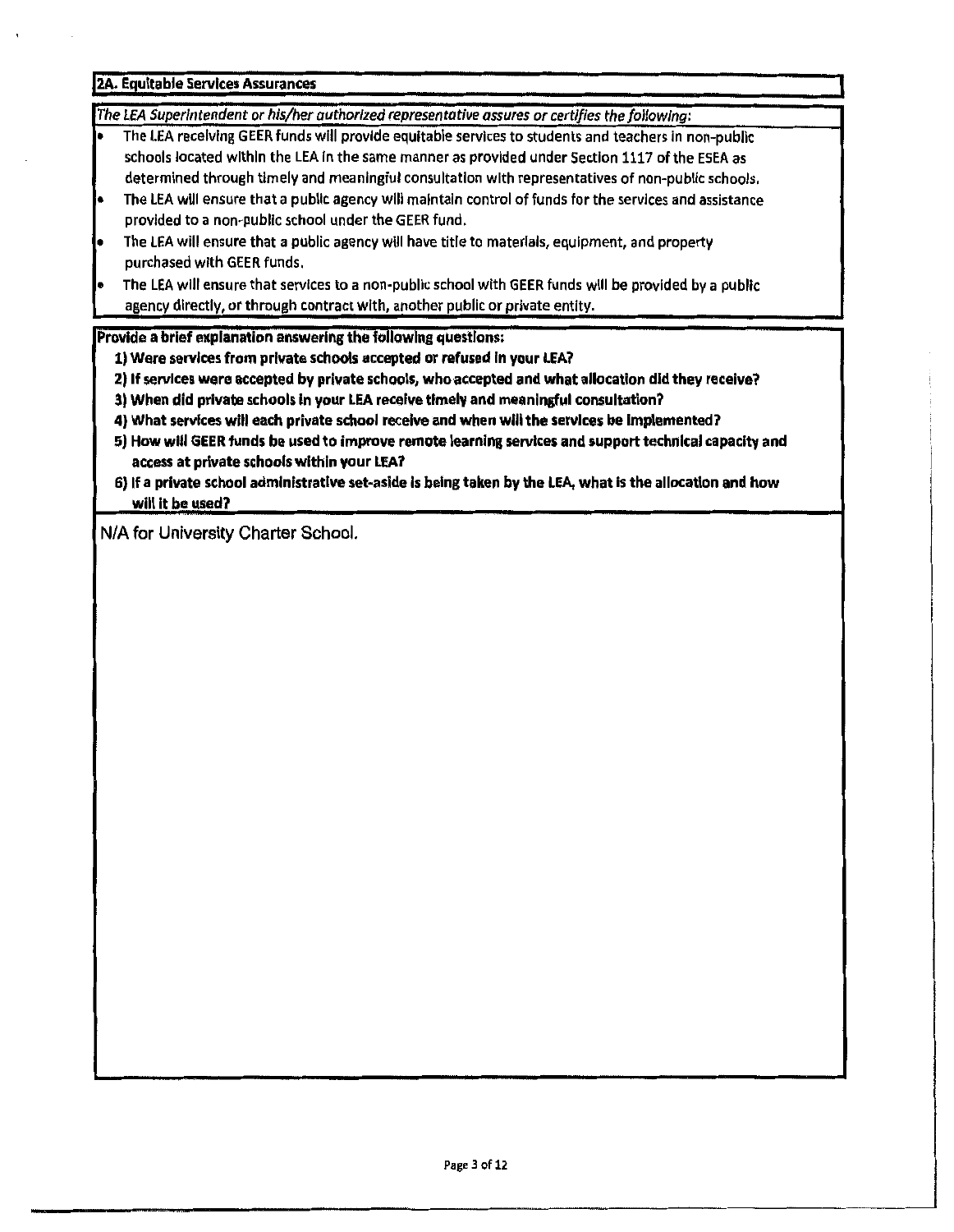**2A. Equitable Services Assurances**

*The LEA Superintendent or his/her authorized representative assures or certifies the following:*

- The LEA receiving GEER funds will provide equitable services to students and teachers in non-public schools located within the LEA in the same manner as provided under Section 1117 of the ESEA as determined through timely and meaningful consultation with representatives of non-public schools.
- The LEA will ensure that a public agency will maintain control of funds for the services and assistance provided to a non-public school under the GEER fund.
- The LEA will ensure that a public agency will have title to materials, equipment, and property purchased with GEER funds.
- The LEA will ensure that services to a non-public school with GEER funds will be provided by a public agency directly, or through contract with, another public or private entity.

**Provide a brief explanation answering the following questions:**

1. **Were services from private schools accepted or refused in your LEA?**
2. **If services were accepted by private schools, who accepted and what allocation did they receive?**
3. **When did private schools in your LEA receive timely and meaningful consultation?**
4. **What services will each private school receive and when will the services be implemented?**
5. **How will GEER funds be used to improve remote learning services and support technical capacity and access at private schools within your LEA?**
6. **If a private school administrative set-aside is being taken by the LEA, what is the allocation and how will it be used?**

N/A for University Charter School.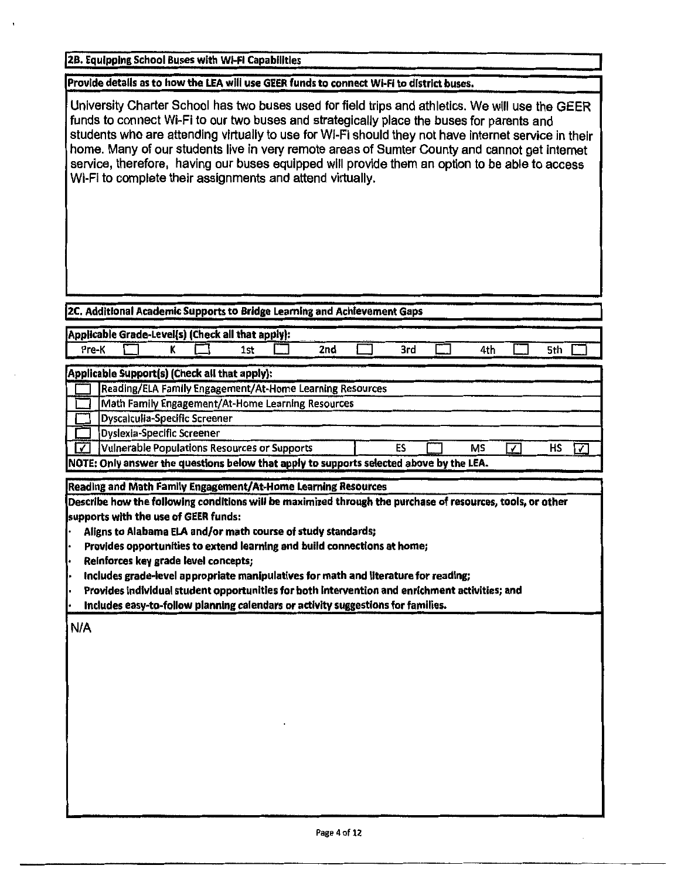### 2B. Equipping School Buses with Wi-Fi Capabilities

**Provide details as to how the LEA will use GEER funds to connect Wi-Fi to district buses.**

University Charter School has two buses used for field trips and athletics. We will use the GEER funds to connect Wi-Fi to our two buses and strategically place the buses for parents and students who are attending virtually to use for Wi-Fi should they not have internet service in their home. Many of our students live in very remote areas of Sumter County and cannot get internet service, therefore, having our buses equipped will provide them an option to be able to access Wi-Fi to complete their assignments and attend virtually.

### 2C. Additional Academic Supports to Bridge Learning and Achievement Gaps

**Applicable Grade-Level(s) (Check all that apply):**

| Pre-K | | K | | 1st | | 2nd | | 3rd | | 4th | | 5th | |
|---|---|---|---|---|---|---|---|---|---|---|---|---|---|
| | ☐ | | ☐ | | ☐ | | ☐ | | ☐ | | ☐ | | ☐ |

**Applicable Support(s) (Check all that apply):**

| | | | | | | | |
|---|---|---|---|---|---|---|---|
| ☐ | Reading/ELA Family Engagement/At-Home Learning Resources | | | | | | |
| ☐ | Math Family Engagement/At-Home Learning Resources | | | | | | |
| ☐ | Dyscalculia-Specific Screener | | | | | | |
| ☐ | Dyslexia-Specific Screener | | | | | | |
| ☑ | Vulnerable Populations Resources or Supports | ES | ☐ | MS | ☑ | HS | ☑ |

**NOTE: Only answer the questions below that apply to supports selected above by the LEA.**

**Reading and Math Family Engagement/At-Home Learning Resources**

**Describe how the following conditions will be maximized through the purchase of resources, tools, or other supports with the use of GEER funds:**

- **Aligns to Alabama ELA and/or math course of study standards;**
- **Provides opportunities to extend learning and build connections at home;**
- **Reinforces key grade level concepts;**
- **Includes grade-level appropriate manipulatives for math and literature for reading;**
- **Provides individual student opportunities for both intervention and enrichment activities; and**
- **Includes easy-to-follow planning calendars or activity suggestions for families.**

N/A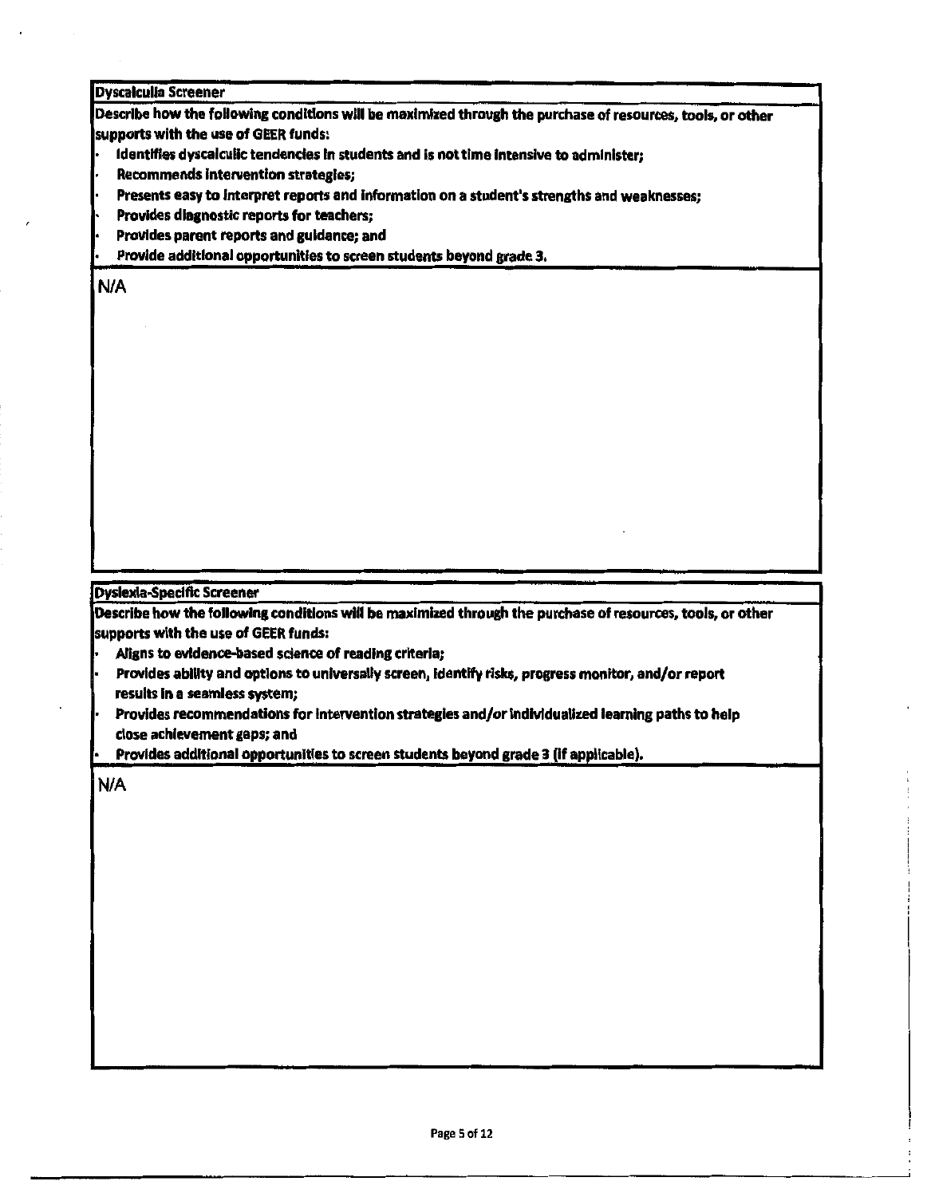**Dyscalculia Screener**

**Describe how the following conditions will be maximized through the purchase of resources, tools, or other supports with the use of GEER funds:**

- **Identifies dyscalculic tendencies in students and is not time intensive to administer;**
- **Recommends intervention strategies;**
- **Presents easy to interpret reports and information on a student's strengths and weaknesses;**
- **Provides diagnostic reports for teachers;**
- **Provides parent reports and guidance; and**
- **Provide additional opportunities to screen students beyond grade 3.**

N/A

**Dyslexia-Specific Screener**

**Describe how the following conditions will be maximized through the purchase of resources, tools, or other supports with the use of GEER funds:**

- **Aligns to evidence-based science of reading criteria;**
- **Provides ability and options to universally screen, identify risks, progress monitor, and/or report results in a seamless system;**
- **Provides recommendations for intervention strategies and/or individualized learning paths to help close achievement gaps; and**
- **Provides additional opportunities to screen students beyond grade 3 (if applicable).**

N/A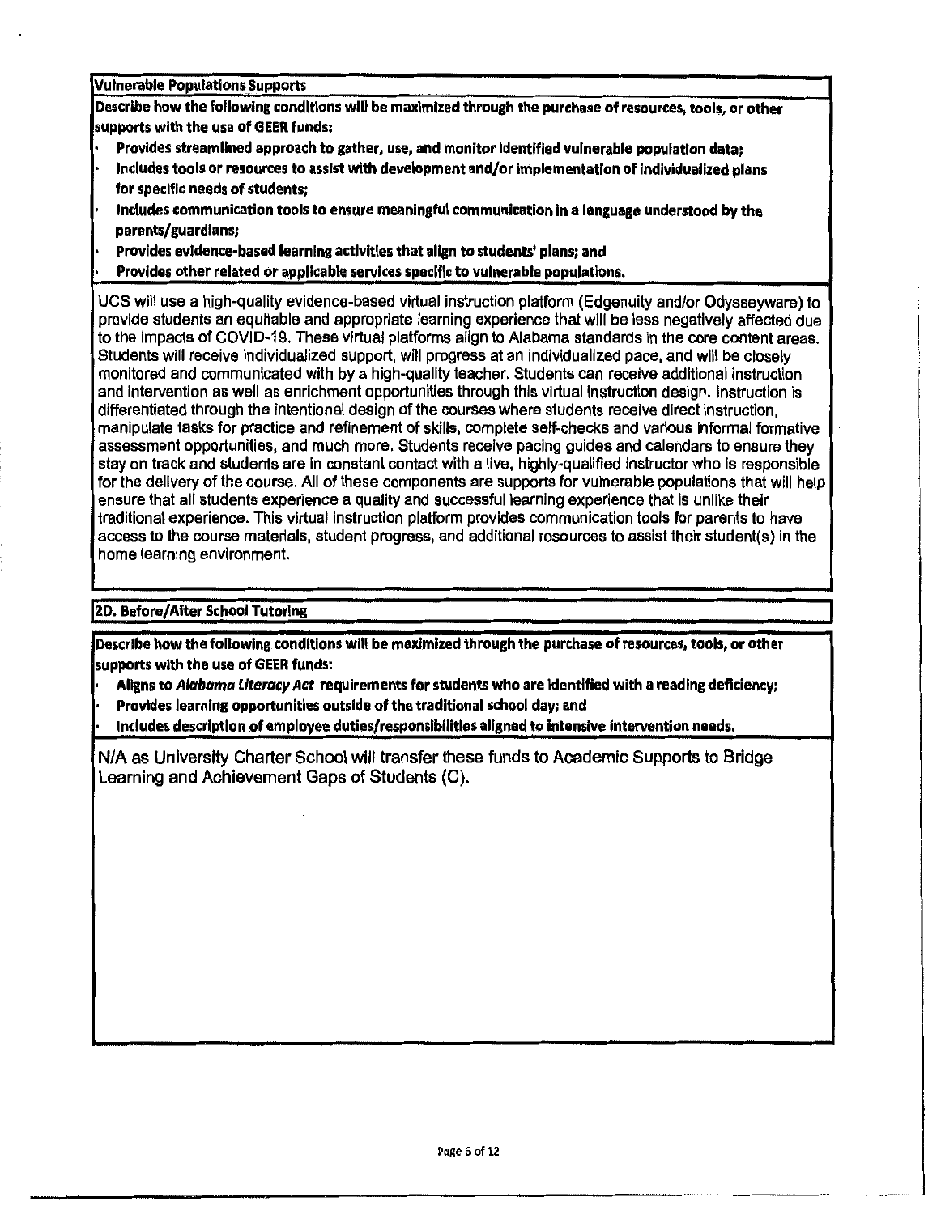**Vulnerable Populations Supports**

**Describe how the following conditions will be maximized through the purchase of resources, tools, or other supports with the use of GEER funds:**

- **Provides streamlined approach to gather, use, and monitor identified vulnerable population data;**
- **Includes tools or resources to assist with development and/or implementation of individualized plans for specific needs of students;**
- **Includes communication tools to ensure meaningful communication in a language understood by the parents/guardians;**
- **Provides evidence-based learning activities that align to students' plans; and**
- **Provides other related or applicable services specific to vulnerable populations.**

UCS will use a high-quality evidence-based virtual instruction platform (Edgenuity and/or Odysseyware) to provide students an equitable and appropriate learning experience that will be less negatively affected due to the impacts of COVID-19. These virtual platforms align to Alabama standards in the core content areas. Students will receive individualized support, will progress at an individualized pace, and will be closely monitored and communicated with by a high-quality teacher. Students can receive additional instruction and intervention as well as enrichment opportunities through this virtual instruction design. Instruction is differentiated through the intentional design of the courses where students receive direct instruction, manipulate tasks for practice and refinement of skills, complete self-checks and various informal formative assessment opportunities, and much more. Students receive pacing guides and calendars to ensure they stay on track and students are in constant contact with a live, highly-qualified instructor who is responsible for the delivery of the course. All of these components are supports for vulnerable populations that will help ensure that all students experience a quality and successful learning experience that is unlike their traditional experience. This virtual instruction platform provides communication tools for parents to have access to the course materials, student progress, and additional resources to assist their student(s) in the home learning environment.

**2D. Before/After School Tutoring**

**Describe how the following conditions will be maximized through the purchase of resources, tools, or other supports with the use of GEER funds:**

- **Aligns to *Alabama Literacy Act* requirements for students who are identified with a reading deficiency;**
- **Provides learning opportunities outside of the traditional school day; and**
- **Includes description of employee duties/responsibilities aligned to intensive intervention needs.**

N/A as University Charter School will transfer these funds to Academic Supports to Bridge Learning and Achievement Gaps of Students (C).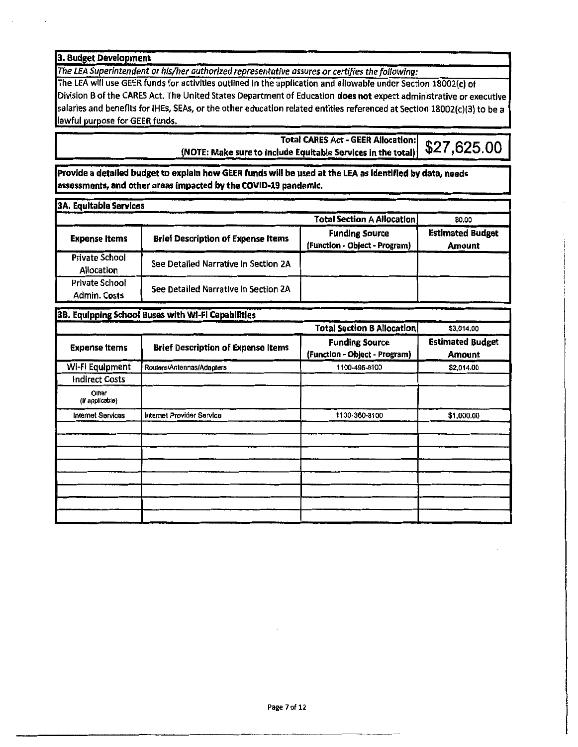## 3. Budget Development

*The LEA Superintendent or his/her authorized representative assures or certifies the following:*

The LEA will use GEER funds for activities outlined in the application and allowable under Section 18002(c) of Division B of the CARES Act. The United States Department of Education **does not** expect administrative or executive salaries and benefits for IHEs, SEAs, or the other education related entities referenced at Section 18002(c)(3) to be a lawful purpose for GEER funds.

**Total CARES Act - GEER Allocation:**
**(NOTE: Make sure to include Equitable Services in the total)** **$27,625.00**

**Provide a detailed budget to explain how GEER funds will be used at the LEA as identified by data, needs assessments, and other areas impacted by the COVID-19 pandemic.**

### 3A. Equitable Services

| | | | |
|---|---|---|---|
| | | **Total Section A Allocation** | $0.00 |
| **Expense Items** | **Brief Description of Expense Items** | **Funding Source (Function - Object - Program)** | **Estimated Budget Amount** |
| Private School Allocation | See Detailed Narrative in Section 2A | | |
| Private School Admin. Costs | See Detailed Narrative in Section 2A | | |

### 3B. Equipping School Buses with Wi-Fi Capabilities

| | | | |
|---|---|---|---|
| | | **Total Section B Allocation** | $3,014.00 |
| **Expense Items** | **Brief Description of Expense Items** | **Funding Source (Function - Object - Program)** | **Estimated Budget Amount** |
| Wi-Fi Equipment | Routers/Antennas/Adapters | 1100-495-8100 | $2,014.00 |
| Indirect Costs | | | |
| Other (If applicable) | | | |
| Internet Services | Internet Provider Service | 1100-360-8100 | $1,000.00 |
| | | | |
| | | | |
| | | | |
| | | | |
| | | | |
| | | | |
| | | | |
| | | | |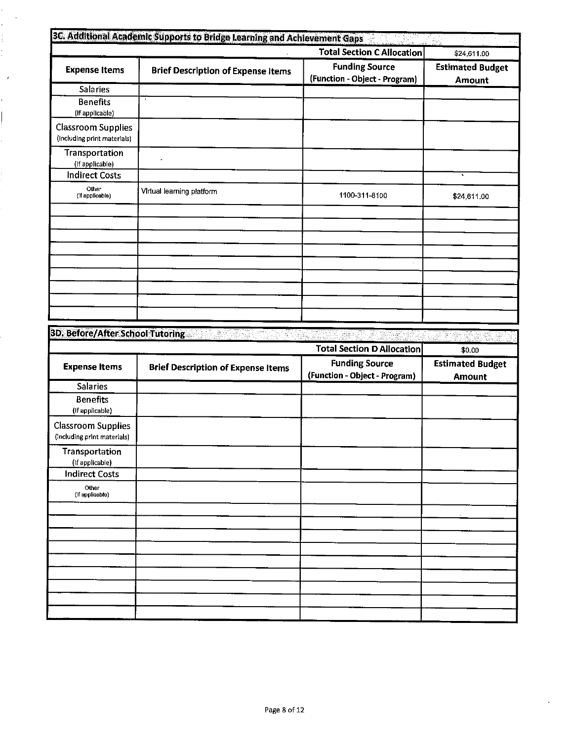## 3C. Additional Academic Supports to Bridge Learning and Achievement Gaps

| | | | |
|---|---|---|---|
| | | **Total Section C Allocation** | $24,611.00 |
| **Expense Items** | **Brief Description of Expense Items** | **Funding Source (Function - Object - Program)** | **Estimated Budget Amount** |
| Salaries | | | |
| Benefits (If applicable) | | | |
| Classroom Supplies (Including print materials) | | | |
| Transportation (If applicable) | | | |
| Indirect Costs | | | |
| Other (If applicable) | Virtual learning platform | 1100-311-8100 | $24,611.00 |
| | | | |
| | | | |
| | | | |
| | | | |
| | | | |
| | | | |
| | | | |
| | | | |
| | | | |

## 3D. Before/After School Tutoring

| | | | |
|---|---|---|---|
| | | **Total Section D Allocation** | $0.00 |
| **Expense Items** | **Brief Description of Expense Items** | **Funding Source (Function - Object - Program)** | **Estimated Budget Amount** |
| Salaries | | | |
| Benefits (If applicable) | | | |
| Classroom Supplies (Including print materials) | | | |
| Transportation (If applicable) | | | |
| Indirect Costs | | | |
| Other (If applicable) | | | |
| | | | |
| | | | |
| | | | |
| | | | |
| | | | |
| | | | |
| | | | |
| | | | |
| | | | |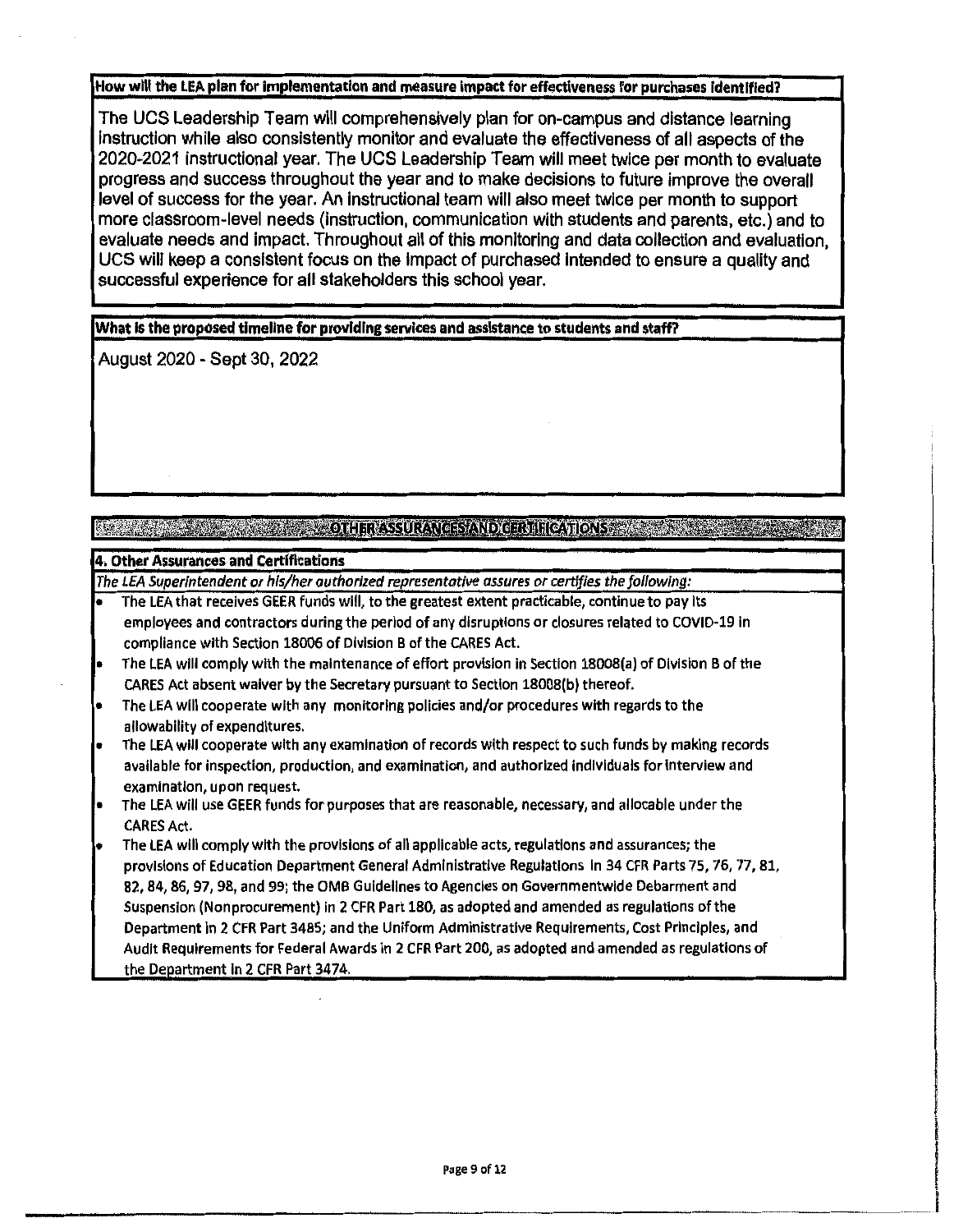**How will the LEA plan for implementation and measure impact for effectiveness for purchases identified?**

The UCS Leadership Team will comprehensively plan for on-campus and distance learning instruction while also consistently monitor and evaluate the effectiveness of all aspects of the 2020-2021 instructional year. The UCS Leadership Team will meet twice per month to evaluate progress and success throughout the year and to make decisions to future improve the overall level of success for the year. An instructional team will also meet twice per month to support more classroom-level needs (instruction, communication with students and parents, etc.) and to evaluate needs and impact. Throughout all of this monitoring and data collection and evaluation, UCS will keep a consistent focus on the impact of purchased intended to ensure a quality and successful experience for all stakeholders this school year.

**What is the proposed timeline for providing services and assistance to students and staff?**

August 2020 - Sept 30, 2022

## OTHER ASSURANCES AND CERTIFICATIONS

### 4. Other Assurances and Certifications

*The LEA Superintendent or his/her authorized representative assures or certifies the following:*

- The LEA that receives GEER funds will, to the greatest extent practicable, continue to pay its employees and contractors during the period of any disruptions or closures related to COVID-19 in compliance with Section 18006 of Division B of the CARES Act.
- The LEA will comply with the maintenance of effort provision in Section 18008(a) of Division B of the CARES Act absent waiver by the Secretary pursuant to Section 18008(b) thereof.
- The LEA will cooperate with any monitoring policies and/or procedures with regards to the allowability of expenditures.
- The LEA will cooperate with any examination of records with respect to such funds by making records available for inspection, production, and examination, and authorized individuals for interview and examination, upon request.
- The LEA will use GEER funds for purposes that are reasonable, necessary, and allocable under the CARES Act.
- The LEA will comply with the provisions of all applicable acts, regulations and assurances; the provisions of Education Department General Administrative Regulations in 34 CFR Parts 75, 76, 77, 81, 82, 84, 86, 97, 98, and 99; the OMB Guidelines to Agencies on Governmentwide Debarment and Suspension (Nonprocurement) in 2 CFR Part 180, as adopted and amended as regulations of the Department in 2 CFR Part 3485; and the Uniform Administrative Requirements, Cost Principles, and Audit Requirements for Federal Awards in 2 CFR Part 200, as adopted and amended as regulations of the Department in 2 CFR Part 3474.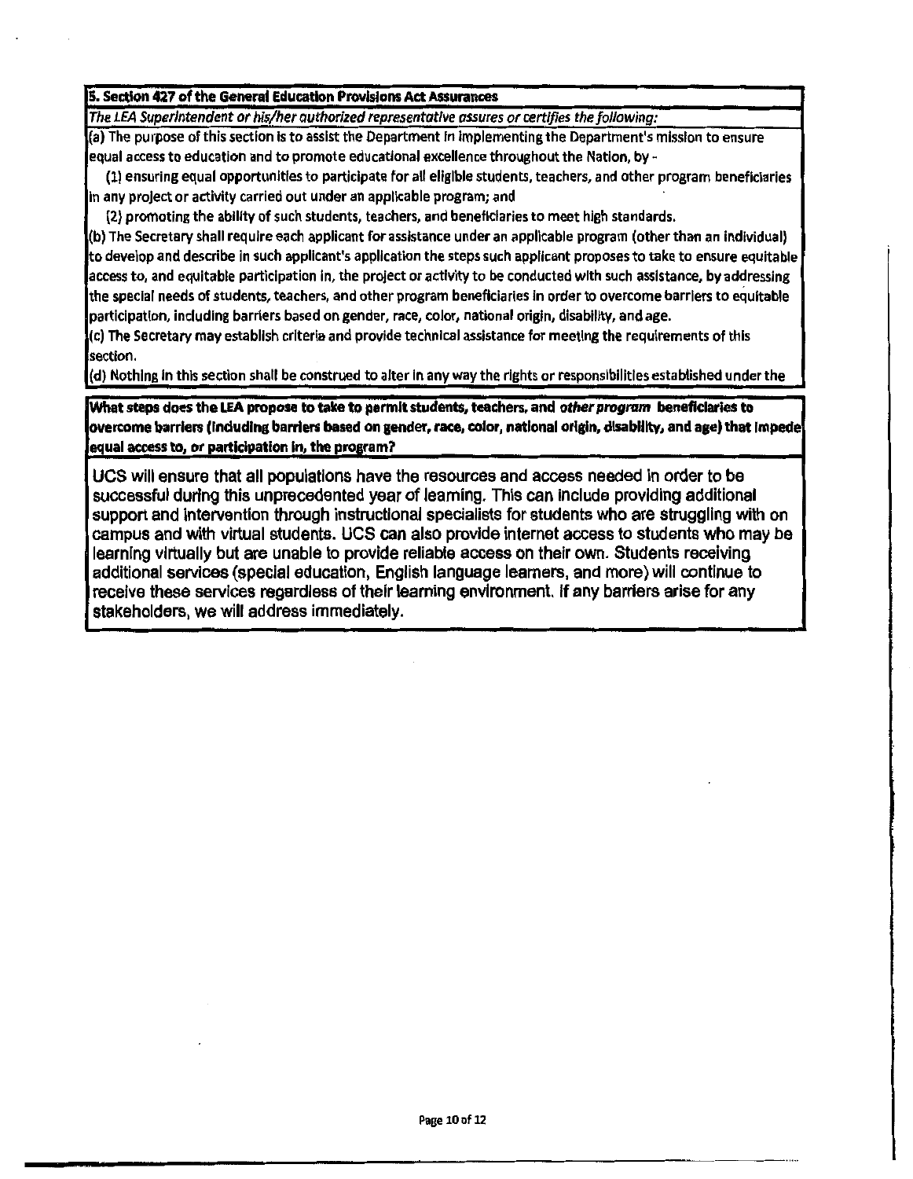**5. Section 427 of the General Education Provisions Act Assurances**

*The LEA Superintendent or his/her authorized representative assures or certifies the following:*

(a) The purpose of this section is to assist the Department in implementing the Department's mission to ensure equal access to education and to promote educational excellence throughout the Nation, by -

(1) ensuring equal opportunities to participate for all eligible students, teachers, and other program beneficiaries in any project or activity carried out under an applicable program; and

(2) promoting the ability of such students, teachers, and beneficiaries to meet high standards.

(b) The Secretary shall require each applicant for assistance under an applicable program (other than an individual) to develop and describe in such applicant's application the steps such applicant proposes to take to ensure equitable access to, and equitable participation in, the project or activity to be conducted with such assistance, by addressing the special needs of students, teachers, and other program beneficiaries in order to overcome barriers to equitable participation, including barriers based on gender, race, color, national origin, disability, and age.

(c) The Secretary may establish criteria and provide technical assistance for meeting the requirements of this section.

(d) Nothing in this section shall be construed to alter in any way the rights or responsibilities established under the

**What steps does the LEA propose to take to permit students, teachers, and *other program* beneficiaries to overcome barriers (including barriers based on gender, race, color, national origin, disability, and age) that impede equal access to, or participation in, the program?**

UCS will ensure that all populations have the resources and access needed in order to be successful during this unprecedented year of learning. This can include providing additional support and intervention through instructional specialists for students who are struggling with on campus and with virtual students. UCS can also provide internet access to students who may be learning virtually but are unable to provide reliable access on their own. Students receiving additional services (special education, English language learners, and more) will continue to receive these services regardless of their learning environment. If any barriers arise for any stakeholders, we will address immediately.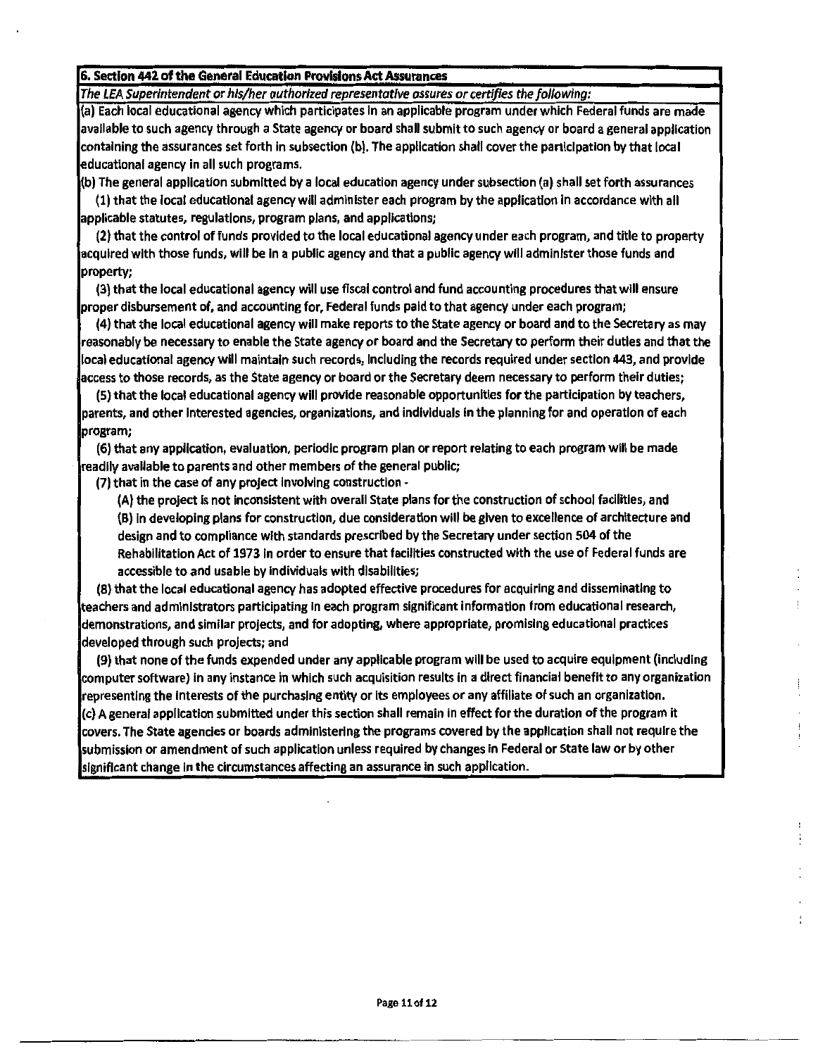**6. Section 442 of the General Education Provisions Act Assurances**

*The LEA Superintendent or his/her authorized representative assures or certifies the following:*

(a) Each local educational agency which participates in an applicable program under which Federal funds are made available to such agency through a State agency or board shall submit to such agency or board a general application containing the assurances set forth in subsection (b). The application shall cover the participation by that local educational agency in all such programs.

(b) The general application submitted by a local education agency under subsection (a) shall set forth assurances

(1) that the local educational agency will administer each program by the application in accordance with all applicable statutes, regulations, program plans, and applications;

(2) that the control of funds provided to the local educational agency under each program, and title to property acquired with those funds, will be in a public agency and that a public agency will administer those funds and property;

(3) that the local educational agency will use fiscal control and fund accounting procedures that will ensure proper disbursement of, and accounting for, Federal funds paid to that agency under each program;

(4) that the local educational agency will make reports to the State agency or board and to the Secretary as may reasonably be necessary to enable the State agency or board and the Secretary to perform their duties and that the local educational agency will maintain such records, including the records required under section 443, and provide access to those records, as the State agency or board or the Secretary deem necessary to perform their duties;

(5) that the local educational agency will provide reasonable opportunities for the participation by teachers, parents, and other interested agencies, organizations, and individuals in the planning for and operation of each program;

(6) that any application, evaluation, periodic program plan or report relating to each program will be made readily available to parents and other members of the general public;

(7) that in the case of any project involving construction -

(A) the project is not inconsistent with overall State plans for the construction of school facilities, and

(B) in developing plans for construction, due consideration will be given to excellence of architecture and design and to compliance with standards prescribed by the Secretary under section 504 of the Rehabilitation Act of 1973 in order to ensure that facilities constructed with the use of Federal funds are accessible to and usable by individuals with disabilities;

(8) that the local educational agency has adopted effective procedures for acquiring and disseminating to teachers and administrators participating in each program significant information from educational research, demonstrations, and similar projects, and for adopting, where appropriate, promising educational practices developed through such projects; and

(9) that none of the funds expended under any applicable program will be used to acquire equipment (including computer software) in any instance in which such acquisition results in a direct financial benefit to any organization representing the interests of the purchasing entity or its employees or any affiliate of such an organization.

(c) A general application submitted under this section shall remain in effect for the duration of the program it covers. The State agencies or boards administering the programs covered by the application shall not require the submission or amendment of such application unless required by changes in Federal or State law or by other significant change in the circumstances affecting an assurance in such application.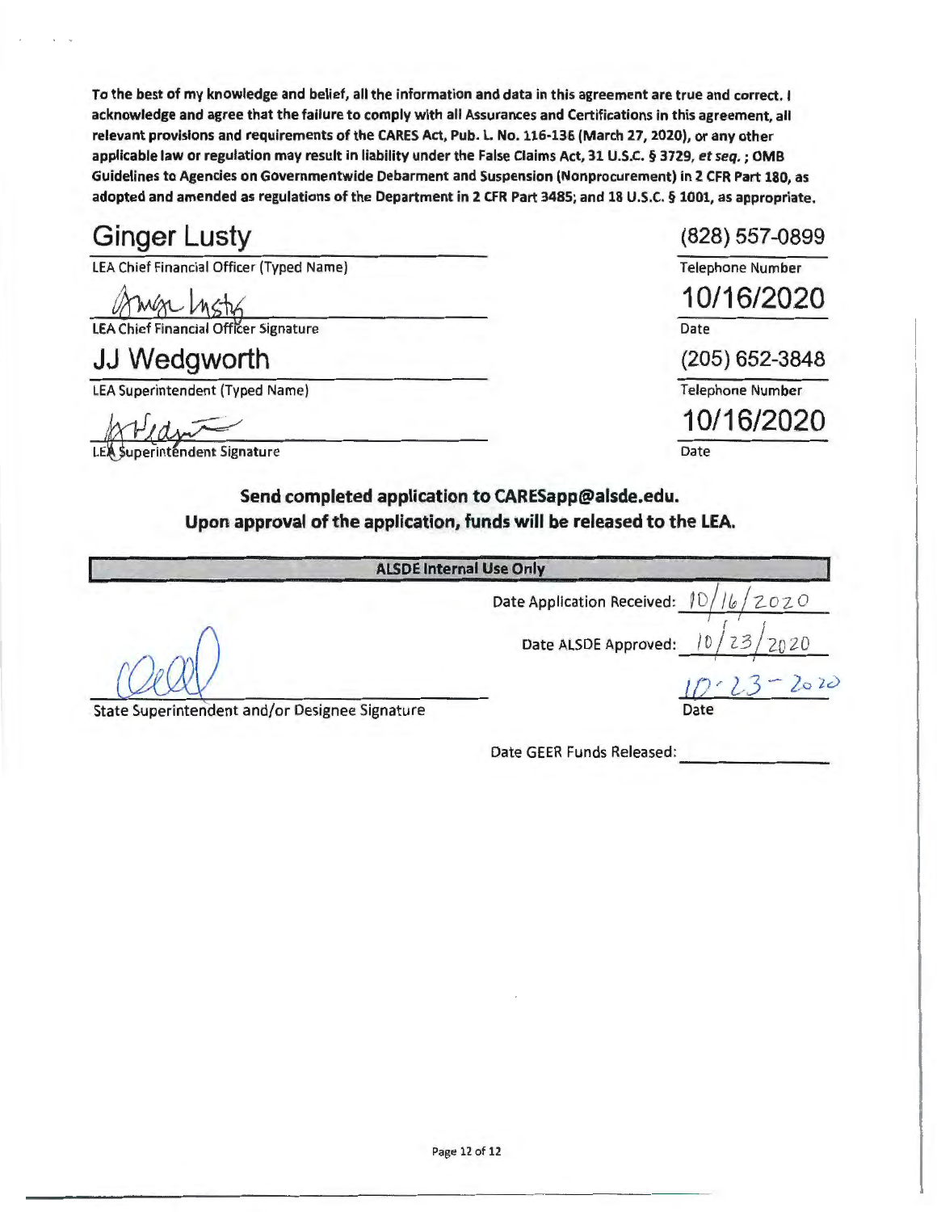**To the best of my knowledge and belief, all the information and data in this agreement are true and correct. I acknowledge and agree that the failure to comply with all Assurances and Certifications in this agreement, all relevant provisions and requirements of the CARES Act, Pub. L. No. 116-136 (March 27, 2020), or any other applicable law or regulation may result in liability under the False Claims Act, 31 U.S.C. § 3729, *et seq.* ; OMB Guidelines to Agencies on Governmentwide Debarment and Suspension (Nonprocurement) in 2 CFR Part 180, as adopted and amended as regulations of the Department in 2 CFR Part 3485; and 18 U.S.C. § 1001, as appropriate.**

Ginger Lusty
LEA Chief Financial Officer (Typed Name)

(828) 557-0899
Telephone Number

Ginger Lusty
LEA Chief Financial Officer Signature

10/16/2020
Date

JJ Wedgworth
LEA Superintendent (Typed Name)

(205) 652-3848
Telephone Number

JJ Wedgworth
LEA Superintendent Signature

10/16/2020
Date

**Send completed application to CARESapp@alsde.edu.**
**Upon approval of the application, funds will be released to the LEA.**

**ALSDE Internal Use Only**

Date Application Received: 10/16/2020

Date ALSDE Approved: 10/23/2020

State Superintendent and/or Designee Signature

10-23-2020
Date

Date GEER Funds Released: ____________